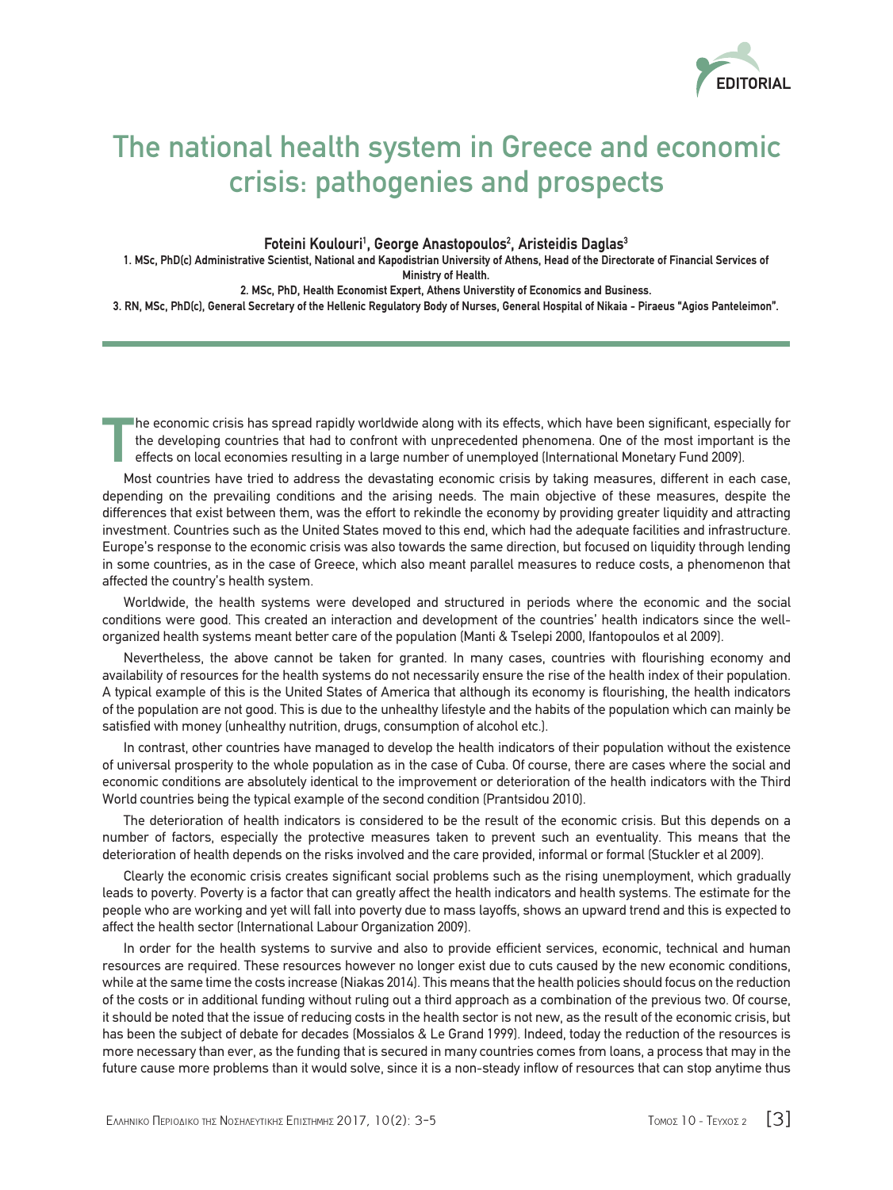EDITORIAL

# The national health system in Greece and economic crisis: pathogenies and prospects

**Foteini Koulouri[1], George Anastopoulos[2], Aristeidis Daglas[3]**

**1. MSc, PhD(c) Administrative Scientist, National and Kapodistrian University of Athens, Head of the Directorate of Financial Services of Ministry of Health.**

**2. MSc, PhD, Health Economist Expert, Athens Universtity of Economics and Business.**

**3. RN, MSc, PhD(c), General Secretary of the Hellenic Regulatory Body of Nurses, General Hospital of Nikaia - Piraeus "Agios Panteleimon".**

The economic crisis has spread rapidly worldwide along with its effects, which have been significant, especially for the developing countries that had to confront with unprecedented phenomena. One of the most important is the effects on local economies resulting in a large number of unemployed (International Monetary Fund 2009).

Most countries have tried to address the devastating economic crisis by taking measures, different in each case, depending on the prevailing conditions and the arising needs. The main objective of these measures, despite the differences that exist between them, was the effort to rekindle the economy by providing greater liquidity and attracting investment. Countries such as the United States moved to this end, which had the adequate facilities and infrastructure. Europe's response to the economic crisis was also towards the same direction, but focused on liquidity through lending in some countries, as in the case of Greece, which also meant parallel measures to reduce costs, a phenomenon that affected the country's health system.

Worldwide, the health systems were developed and structured in periods where the economic and the social conditions were good. This created an interaction and development of the countries' health indicators since the well-organized health systems meant better care of the population (Manti & Tselepi 2000, Ifantopoulos et al 2009).

Nevertheless, the above cannot be taken for granted. In many cases, countries with flourishing economy and availability of resources for the health systems do not necessarily ensure the rise of the health index of their population. A typical example of this is the United States of America that although its economy is flourishing, the health indicators of the population are not good. This is due to the unhealthy lifestyle and the habits of the population which can mainly be satisfied with money (unhealthy nutrition, drugs, consumption of alcohol etc.).

In contrast, other countries have managed to develop the health indicators of their population without the existence of universal prosperity to the whole population as in the case of Cuba. Of course, there are cases where the social and economic conditions are absolutely identical to the improvement or deterioration of the health indicators with the Third World countries being the typical example of the second condition (Prantsidou 2010).

The deterioration of health indicators is considered to be the result of the economic crisis. But this depends on a number of factors, especially the protective measures taken to prevent such an eventuality. This means that the deterioration of health depends on the risks involved and the care provided, informal or formal (Stuckler et al 2009).

Clearly the economic crisis creates significant social problems such as the rising unemployment, which gradually leads to poverty. Poverty is a factor that can greatly affect the health indicators and health systems. The estimate for the people who are working and yet will fall into poverty due to mass layoffs, shows an upward trend and this is expected to affect the health sector (International Labour Organization 2009).

In order for the health systems to survive and also to provide efficient services, economic, technical and human resources are required. These resources however no longer exist due to cuts caused by the new economic conditions, while at the same time the costs increase (Niakas 2014). This means that the health policies should focus on the reduction of the costs or in additional funding without ruling out a third approach as a combination of the previous two. Of course, it should be noted that the issue of reducing costs in the health sector is not new, as the result of the economic crisis, but has been the subject of debate for decades (Mossialos & Le Grand 1999). Indeed, today the reduction of the resources is more necessary than ever, as the funding that is secured in many countries comes from loans, a process that may in the future cause more problems than it would solve, since it is a non-steady inflow of resources that can stop anytime thus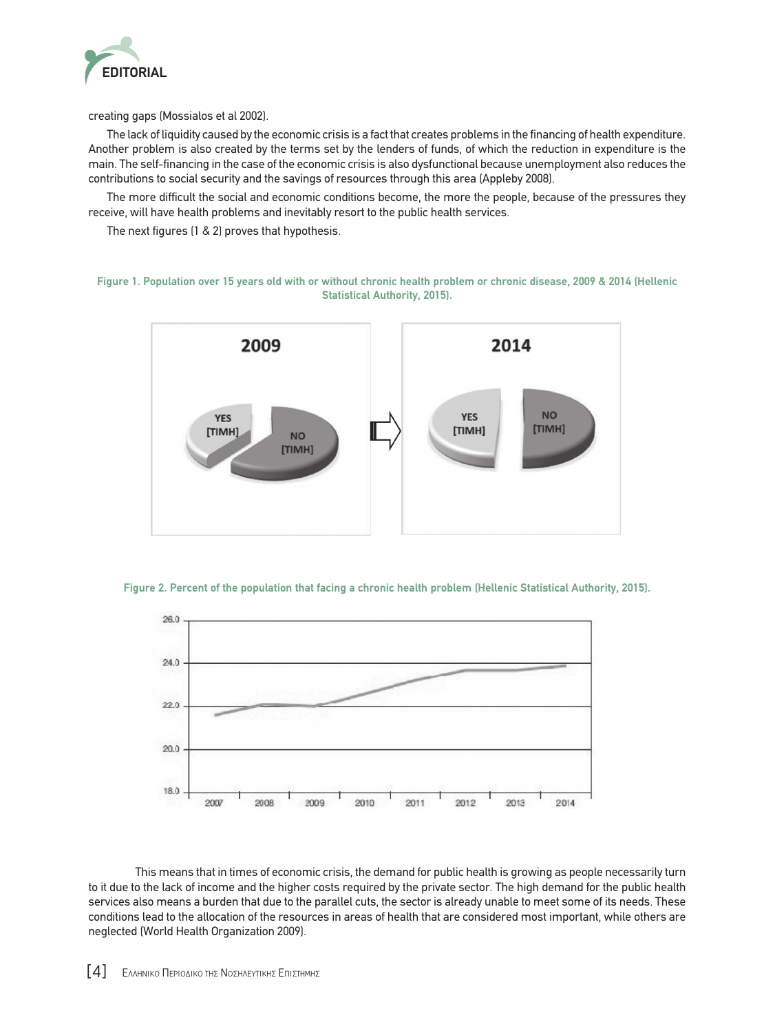creating gaps (Mossialos et al 2002).

The lack of liquidity caused by the economic crisis is a fact that creates problems in the financing of health expenditure. Another problem is also created by the terms set by the lenders of funds, of which the reduction in expenditure is the main. The self-financing in the case of the economic crisis is also dysfunctional because unemployment also reduces the contributions to social security and the savings of resources through this area (Appleby 2008).

The more difficult the social and economic conditions become, the more the people, because of the pressures they receive, will have health problems and inevitably resort to the public health services.

The next figures (1 & 2) proves that hypothesis.

**Figure 1. Population over 15 years old with or without chronic health problem or chronic disease, 2009 & 2014 (Hellenic Statistical Authority, 2015).**

**Figure 2. Percent of the population that facing a chronic health problem (Hellenic Statistical Authority, 2015).**

This means that in times of economic crisis, the demand for public health is growing as people necessarily turn to it due to the lack of income and the higher costs required by the private sector. The high demand for the public health services also means a burden that due to the parallel cuts, the sector is already unable to meet some of its needs. These conditions lead to the allocation of the resources in areas of health that are considered most important, while others are neglected (World Health Organization 2009).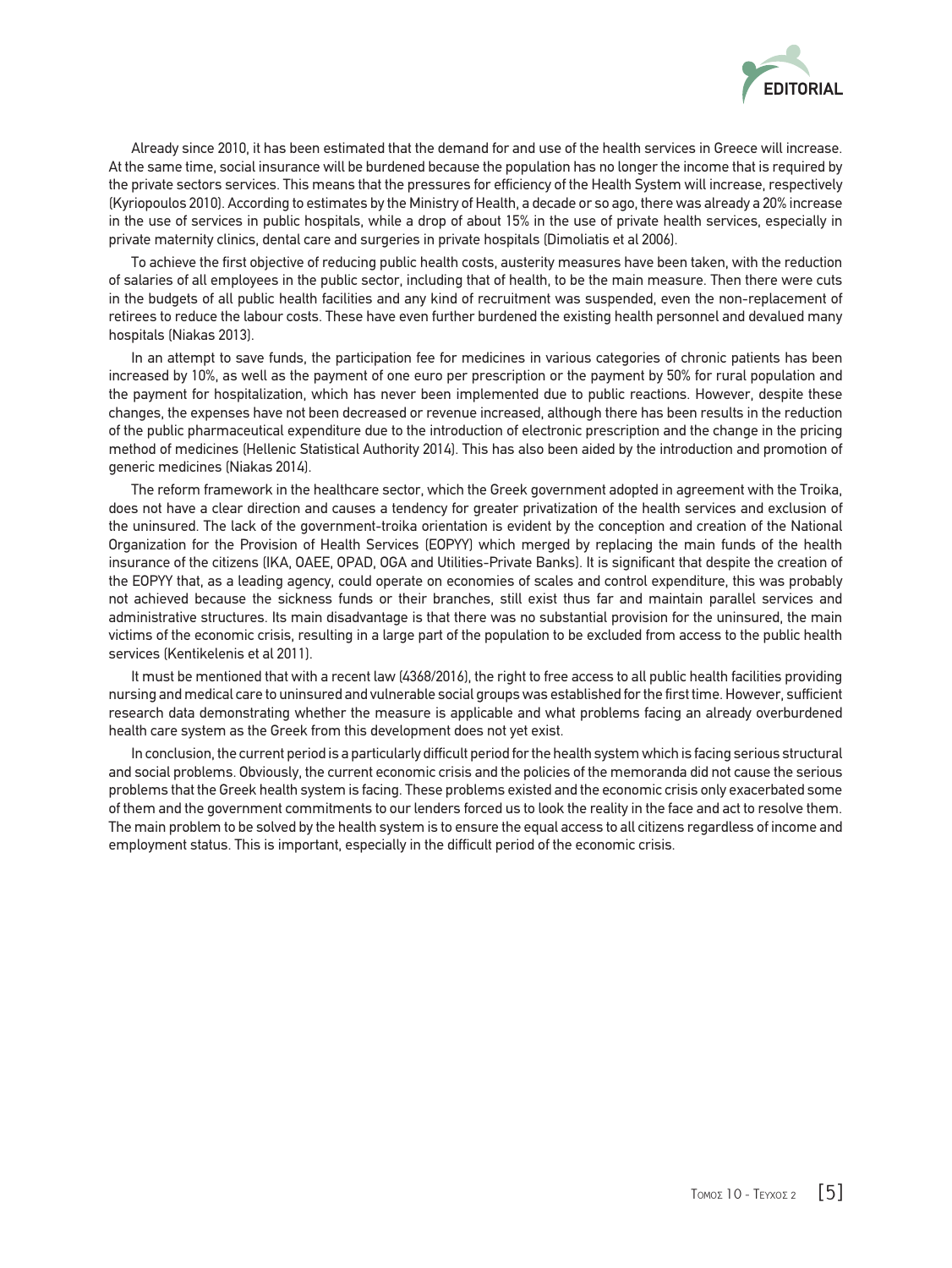Already since 2010, it has been estimated that the demand for and use of the health services in Greece will increase. At the same time, social insurance will be burdened because the population has no longer the income that is required by the private sectors services. This means that the pressures for efficiency of the Health System will increase, respectively (Kyriopoulos 2010). According to estimates by the Ministry of Health, a decade or so ago, there was already a 20% increase in the use of services in public hospitals, while a drop of about 15% in the use of private health services, especially in private maternity clinics, dental care and surgeries in private hospitals (Dimoliatis et al 2006).

To achieve the first objective of reducing public health costs, austerity measures have been taken, with the reduction of salaries of all employees in the public sector, including that of health, to be the main measure. Then there were cuts in the budgets of all public health facilities and any kind of recruitment was suspended, even the non-replacement of retirees to reduce the labour costs. These have even further burdened the existing health personnel and devalued many hospitals (Niakas 2013).

In an attempt to save funds, the participation fee for medicines in various categories of chronic patients has been increased by 10%, as well as the payment of one euro per prescription or the payment by 50% for rural population and the payment for hospitalization, which has never been implemented due to public reactions. However, despite these changes, the expenses have not been decreased or revenue increased, although there has been results in the reduction of the public pharmaceutical expenditure due to the introduction of electronic prescription and the change in the pricing method of medicines (Hellenic Statistical Authority 2014). This has also been aided by the introduction and promotion of generic medicines (Niakas 2014).

The reform framework in the healthcare sector, which the Greek government adopted in agreement with the Troika, does not have a clear direction and causes a tendency for greater privatization of the health services and exclusion of the uninsured. The lack of the government-troika orientation is evident by the conception and creation of the National Organization for the Provision of Health Services (EOPYY) which merged by replacing the main funds of the health insurance of the citizens (IKA, OAEE, OPAD, OGA and Utilities-Private Banks). It is significant that despite the creation of the EOPYY that, as a leading agency, could operate on economies of scales and control expenditure, this was probably not achieved because the sickness funds or their branches, still exist thus far and maintain parallel services and administrative structures. Its main disadvantage is that there was no substantial provision for the uninsured, the main victims of the economic crisis, resulting in a large part of the population to be excluded from access to the public health services (Kentikelenis et al 2011).

It must be mentioned that with a recent law (4368/2016), the right to free access to all public health facilities providing nursing and medical care to uninsured and vulnerable social groups was established for the first time. However, sufficient research data demonstrating whether the measure is applicable and what problems facing an already overburdened health care system as the Greek from this development does not yet exist.

In conclusion, the current period is a particularly difficult period for the health system which is facing serious structural and social problems. Obviously, the current economic crisis and the policies of the memoranda did not cause the serious problems that the Greek health system is facing. These problems existed and the economic crisis only exacerbated some of them and the government commitments to our lenders forced us to look the reality in the face and act to resolve them. The main problem to be solved by the health system is to ensure the equal access to all citizens regardless of income and employment status. This is important, especially in the difficult period of the economic crisis.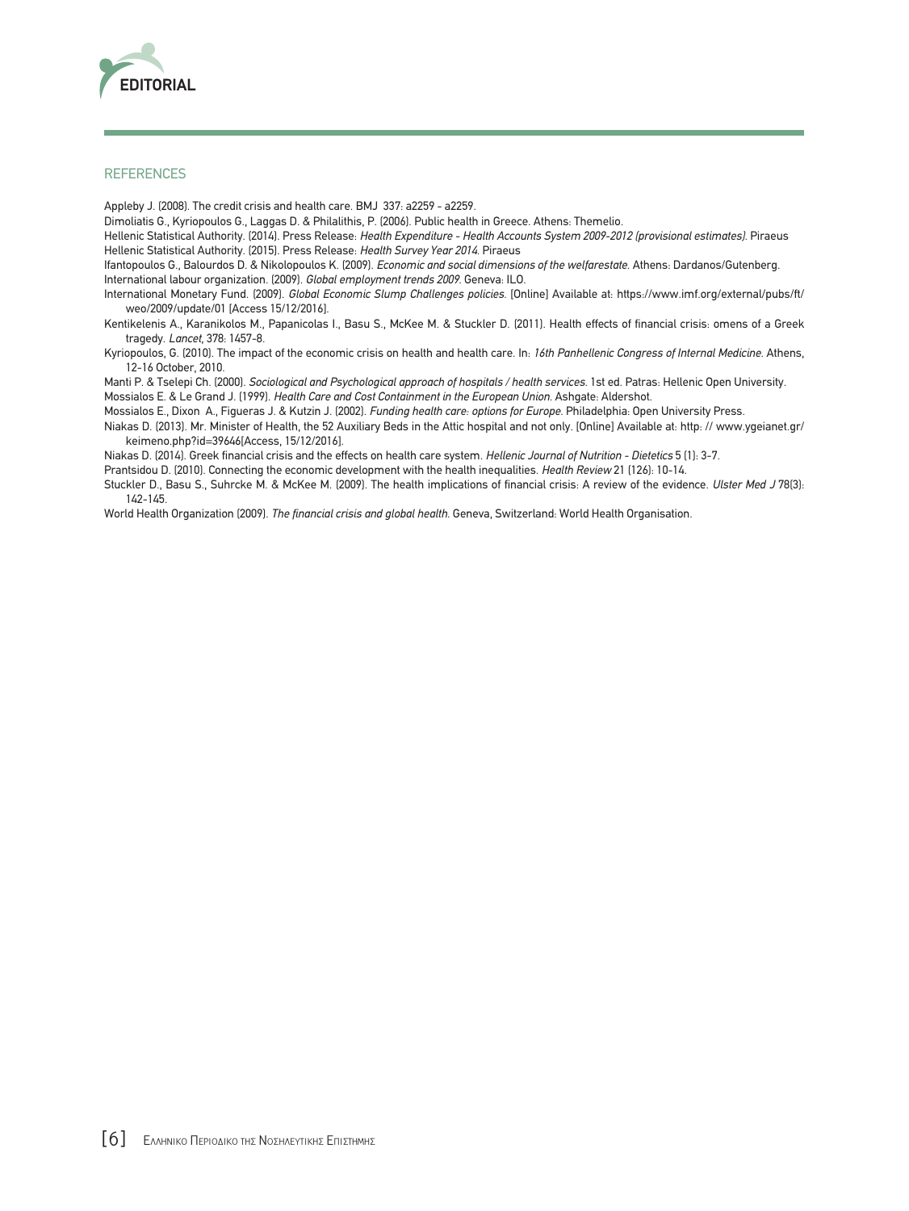## REFERENCES

Appleby J. (2008). The credit crisis and health care. BMJ 337: a2259 - a2259.

Dimoliatis G., Kyriopoulos G., Laggas D. & Philalithis, P. (2006). Public health in Greece. Athens: Themelio.

Hellenic Statistical Authority. (2014). Press Release: *Health Expenditure - Health Accounts System 2009-2012 (provisional estimates)*. Piraeus

Hellenic Statistical Authority. (2015). Press Release: *Health Survey Year 2014*. Piraeus

Ifantopoulos G., Balourdos D. & Nikolopoulos K. (2009). *Economic and social dimensions of the welfarestate*. Athens: Dardanos/Gutenberg.

International labour organization. (2009). *Global employment trends 2009*. Geneva: ILO.

International Monetary Fund. (2009). *Global Economic Slump Challenges policies*. [Online] Available at: https://www.imf.org/external/pubs/ft/weo/2009/update/01 [Access 15/12/2016].

Kentikelenis A., Karanikolos M., Papanicolas I., Basu S., McKee M. & Stuckler D. (2011). Health effects of financial crisis: omens of a Greek tragedy. *Lancet*, 378: 1457-8.

Kyriopoulos, G. (2010). The impact of the economic crisis on health and health care. In: *16th Panhellenic Congress of Internal Medicine*. Athens, 12-16 October, 2010.

Manti P. & Tselepi Ch. (2000). *Sociological and Psychological approach of hospitals / health services*. 1st ed. Patras: Hellenic Open University.

Mossialos E. & Le Grand J. (1999). *Health Care and Cost Containment in the European Union*. Ashgate: Aldershot.

Mossialos E., Dixon A., Figueras J. & Kutzin J. (2002). *Funding health care: options for Europe*. Philadelphia: Open University Press.

Niakas D. (2013). Mr. Minister of Health, the 52 Auxiliary Beds in the Attic hospital and not only. [Online] Available at: http: // www.ygeianet.gr/keimeno.php?id=39646[Access, 15/12/2016].

Niakas D. (2014). Greek financial crisis and the effects on health care system. *Hellenic Journal of Nutrition - Dietetics* 5 (1): 3-7.

Prantsidou D. (2010). Connecting the economic development with the health inequalities. *Health Review* 21 (126): 10-14.

Stuckler D., Basu S., Suhrcke M. & McKee M. (2009). The health implications of financial crisis: A review of the evidence. *Ulster Med J* 78(3): 142-145.

World Health Organization (2009). *The financial crisis and global health*. Geneva, Switzerland: World Health Organisation.